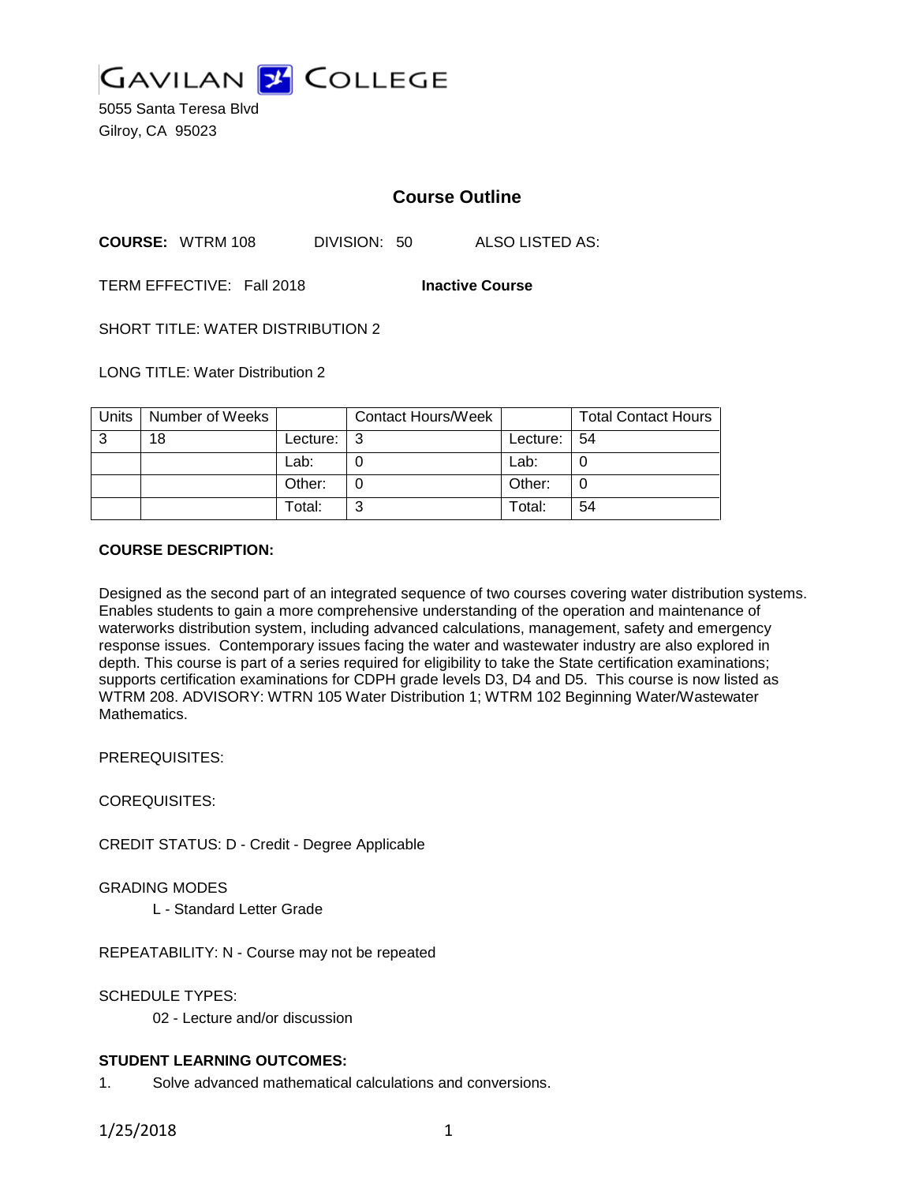GAVILAN COLLEGE

5055 Santa Teresa Blvd
Gilroy, CA 95023

## Course Outline

**COURSE:** WTRM 108 DIVISION: 50 ALSO LISTED AS:

TERM EFFECTIVE: Fall 2018 **Inactive Course**

SHORT TITLE: WATER DISTRIBUTION 2

LONG TITLE: Water Distribution 2

| Units | Number of Weeks | | Contact Hours/Week | | Total Contact Hours |
|---|---|---|---|---|---|
| 3 | 18 | Lecture: | 3 | Lecture: | 54 |
| | | Lab: | 0 | Lab: | 0 |
| | | Other: | 0 | Other: | 0 |
| | | Total: | 3 | Total: | 54 |

**COURSE DESCRIPTION:**

Designed as the second part of an integrated sequence of two courses covering water distribution systems. Enables students to gain a more comprehensive understanding of the operation and maintenance of waterworks distribution system, including advanced calculations, management, safety and emergency response issues. Contemporary issues facing the water and wastewater industry are also explored in depth. This course is part of a series required for eligibility to take the State certification examinations; supports certification examinations for CDPH grade levels D3, D4 and D5. This course is now listed as WTRM 208. ADVISORY: WTRN 105 Water Distribution 1; WTRM 102 Beginning Water/Wastewater Mathematics.

PREREQUISITES:

COREQUISITES:

CREDIT STATUS: D - Credit - Degree Applicable

GRADING MODES

L - Standard Letter Grade

REPEATABILITY: N - Course may not be repeated

SCHEDULE TYPES:

02 - Lecture and/or discussion

**STUDENT LEARNING OUTCOMES:**

1. Solve advanced mathematical calculations and conversions.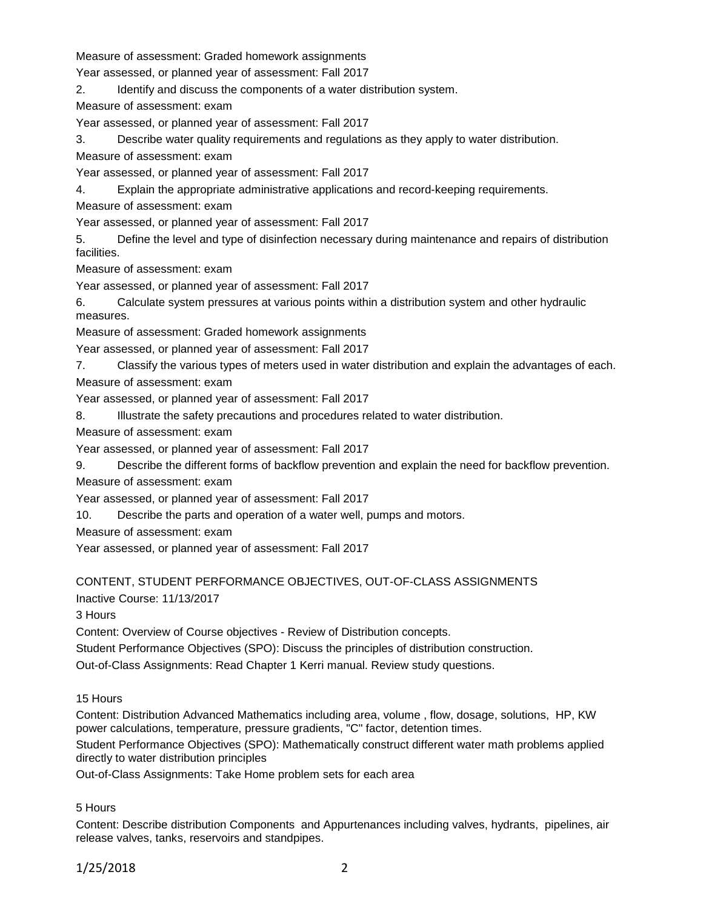Measure of assessment: Graded homework assignments

Year assessed, or planned year of assessment: Fall 2017

2. Identify and discuss the components of a water distribution system.

Measure of assessment: exam

Year assessed, or planned year of assessment: Fall 2017

3. Describe water quality requirements and regulations as they apply to water distribution.

Measure of assessment: exam

Year assessed, or planned year of assessment: Fall 2017

4. Explain the appropriate administrative applications and record-keeping requirements.

Measure of assessment: exam

Year assessed, or planned year of assessment: Fall 2017

5. Define the level and type of disinfection necessary during maintenance and repairs of distribution facilities.

Measure of assessment: exam

Year assessed, or planned year of assessment: Fall 2017

6. Calculate system pressures at various points within a distribution system and other hydraulic measures.

Measure of assessment: Graded homework assignments

Year assessed, or planned year of assessment: Fall 2017

7. Classify the various types of meters used in water distribution and explain the advantages of each.

Measure of assessment: exam

Year assessed, or planned year of assessment: Fall 2017

8. Illustrate the safety precautions and procedures related to water distribution.

Measure of assessment: exam

Year assessed, or planned year of assessment: Fall 2017

9. Describe the different forms of backflow prevention and explain the need for backflow prevention.

Measure of assessment: exam

Year assessed, or planned year of assessment: Fall 2017

10. Describe the parts and operation of a water well, pumps and motors.

Measure of assessment: exam

Year assessed, or planned year of assessment: Fall 2017

CONTENT, STUDENT PERFORMANCE OBJECTIVES, OUT-OF-CLASS ASSIGNMENTS

Inactive Course: 11/13/2017

3 Hours

Content: Overview of Course objectives - Review of Distribution concepts.

Student Performance Objectives (SPO): Discuss the principles of distribution construction.

Out-of-Class Assignments: Read Chapter 1 Kerri manual. Review study questions.

15 Hours

Content: Distribution Advanced Mathematics including area, volume , flow, dosage, solutions, HP, KW power calculations, temperature, pressure gradients, "C" factor, detention times.

Student Performance Objectives (SPO): Mathematically construct different water math problems applied directly to water distribution principles

Out-of-Class Assignments: Take Home problem sets for each area

5 Hours

Content: Describe distribution Components and Appurtenances including valves, hydrants, pipelines, air release valves, tanks, reservoirs and standpipes.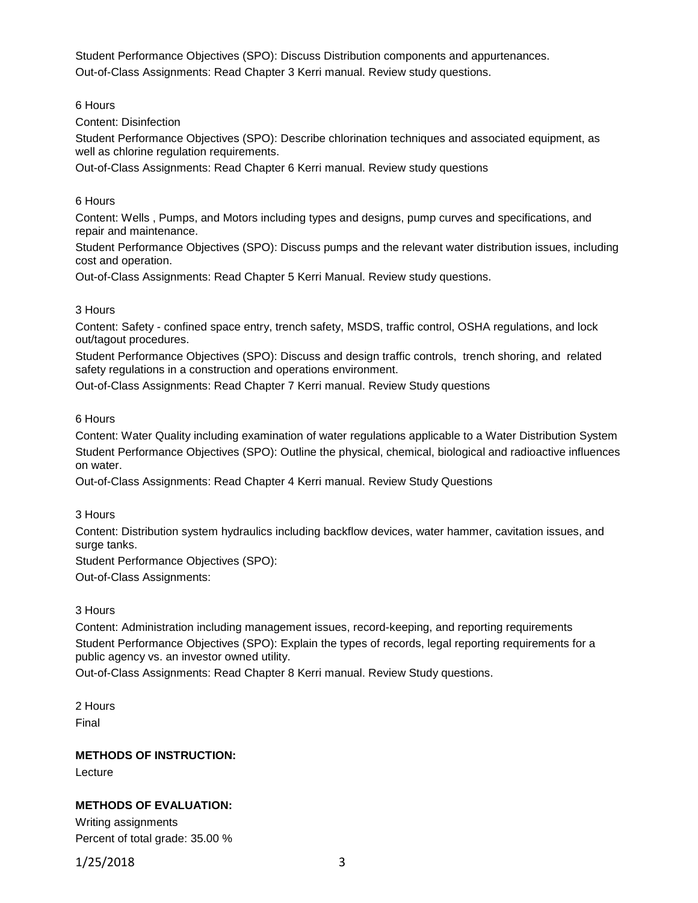Student Performance Objectives (SPO): Discuss Distribution components and appurtenances.
Out-of-Class Assignments: Read Chapter 3 Kerri manual. Review study questions.

6 Hours

Content: Disinfection

Student Performance Objectives (SPO): Describe chlorination techniques and associated equipment, as well as chlorine regulation requirements.

Out-of-Class Assignments: Read Chapter 6 Kerri manual. Review study questions

6 Hours

Content: Wells , Pumps, and Motors including types and designs, pump curves and specifications, and repair and maintenance.

Student Performance Objectives (SPO): Discuss pumps and the relevant water distribution issues, including cost and operation.

Out-of-Class Assignments: Read Chapter 5 Kerri Manual. Review study questions.

3 Hours

Content: Safety - confined space entry, trench safety, MSDS, traffic control, OSHA regulations, and lock out/tagout procedures.

Student Performance Objectives (SPO): Discuss and design traffic controls, trench shoring, and related safety regulations in a construction and operations environment.

Out-of-Class Assignments: Read Chapter 7 Kerri manual. Review Study questions

6 Hours

Content: Water Quality including examination of water regulations applicable to a Water Distribution System

Student Performance Objectives (SPO): Outline the physical, chemical, biological and radioactive influences on water.

Out-of-Class Assignments: Read Chapter 4 Kerri manual. Review Study Questions

3 Hours

Content: Distribution system hydraulics including backflow devices, water hammer, cavitation issues, and surge tanks.

Student Performance Objectives (SPO):

Out-of-Class Assignments:

3 Hours

Content: Administration including management issues, record-keeping, and reporting requirements

Student Performance Objectives (SPO): Explain the types of records, legal reporting requirements for a public agency vs. an investor owned utility.

Out-of-Class Assignments: Read Chapter 8 Kerri manual. Review Study questions.

2 Hours

Final

**METHODS OF INSTRUCTION:**

Lecture

**METHODS OF EVALUATION:**

Writing assignments
Percent of total grade: 35.00 %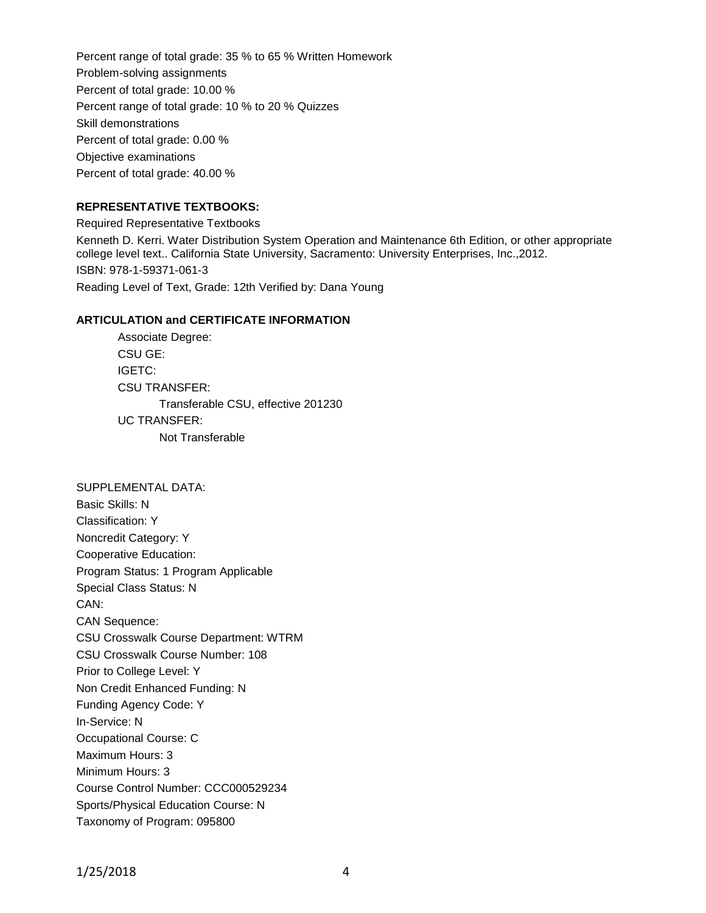Percent range of total grade: 35 % to 65 % Written Homework

Problem-solving assignments

Percent of total grade: 10.00 %

Percent range of total grade: 10 % to 20 % Quizzes

Skill demonstrations

Percent of total grade: 0.00 %

Objective examinations

Percent of total grade: 40.00 %

**REPRESENTATIVE TEXTBOOKS:**

Required Representative Textbooks

Kenneth D. Kerri. Water Distribution System Operation and Maintenance 6th Edition, or other appropriate college level text.. California State University, Sacramento: University Enterprises, Inc.,2012.

ISBN: 978-1-59371-061-3

Reading Level of Text, Grade: 12th Verified by: Dana Young

**ARTICULATION and CERTIFICATE INFORMATION**

Associate Degree:

CSU GE:

IGETC:

CSU TRANSFER:

Transferable CSU, effective 201230

UC TRANSFER:

Not Transferable

SUPPLEMENTAL DATA:

Basic Skills: N

Classification: Y

Noncredit Category: Y

Cooperative Education:

Program Status: 1 Program Applicable

Special Class Status: N

CAN:

CAN Sequence:

CSU Crosswalk Course Department: WTRM

CSU Crosswalk Course Number: 108

Prior to College Level: Y

Non Credit Enhanced Funding: N

Funding Agency Code: Y

In-Service: N

Occupational Course: C

Maximum Hours: 3

Minimum Hours: 3

Course Control Number: CCC000529234

Sports/Physical Education Course: N

Taxonomy of Program: 095800